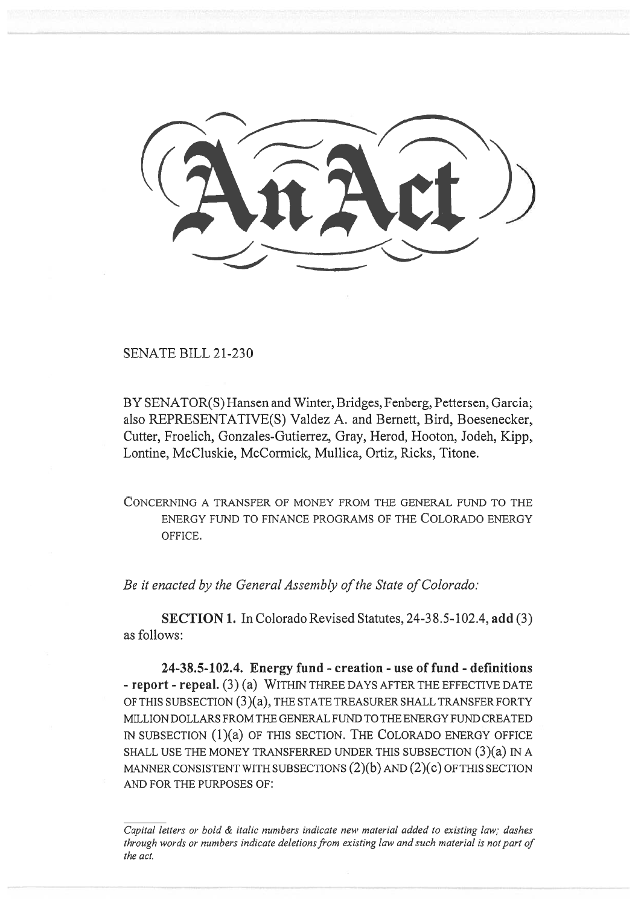# An Act

SENATE BILL 21-230

BY SENATOR(S) Hansen and Winter, Bridges, Fenberg, Pettersen, Garcia; also REPRESENTATIVE(S) Valdez A. and Bernett, Bird, Boesenecker, Cutter, Froelich, Gonzales-Gutierrez, Gray, Herod, Hooton, Jodeh, Kipp, Lontine, McCluskie, McCormick, Mullica, Ortiz, Ricks, Titone.

CONCERNING A TRANSFER OF MONEY FROM THE GENERAL FUND TO THE ENERGY FUND TO FINANCE PROGRAMS OF THE COLORADO ENERGY OFFICE.

*Be it enacted by the General Assembly of the State of Colorado:*

**SECTION 1.** In Colorado Revised Statutes, 24-38.5-102.4, **add** (3) as follows:

**24-38.5-102.4. Energy fund - creation - use of fund - definitions - report - repeal.** (3) (a) WITHIN THREE DAYS AFTER THE EFFECTIVE DATE OF THIS SUBSECTION (3)(a), THE STATE TREASURER SHALL TRANSFER FORTY MILLION DOLLARS FROM THE GENERAL FUND TO THE ENERGY FUND CREATED IN SUBSECTION (1)(a) OF THIS SECTION. THE COLORADO ENERGY OFFICE SHALL USE THE MONEY TRANSFERRED UNDER THIS SUBSECTION (3)(a) IN A MANNER CONSISTENT WITH SUBSECTIONS (2)(b) AND (2)(c) OF THIS SECTION AND FOR THE PURPOSES OF:

*Capital letters or bold & italic numbers indicate new material added to existing law; dashes through words or numbers indicate deletions from existing law and such material is not part of the act.*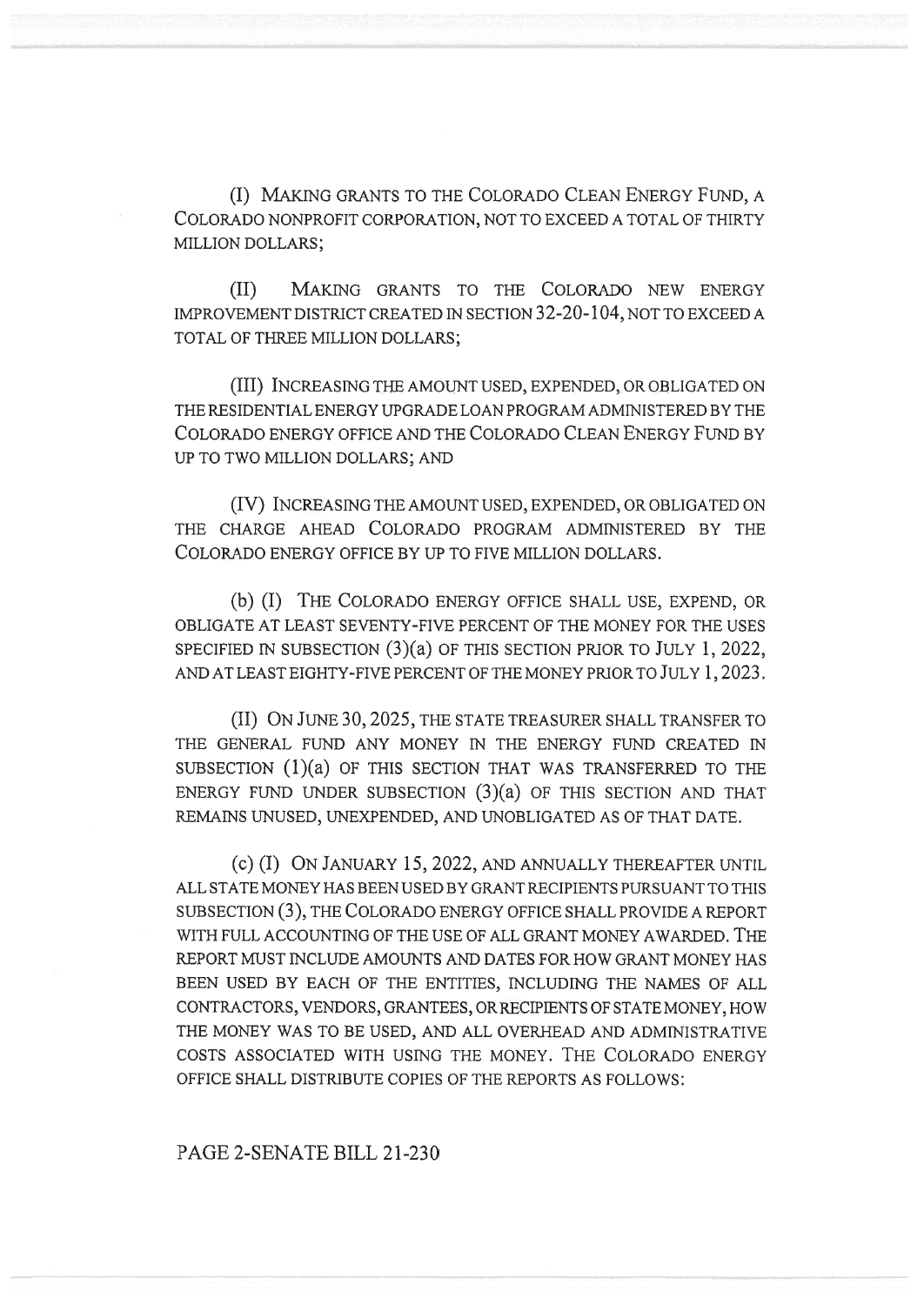(I) MAKING GRANTS TO THE COLORADO CLEAN ENERGY FUND, A COLORADO NONPROFIT CORPORATION, NOT TO EXCEED A TOTAL OF THIRTY MILLION DOLLARS;

(II) MAKING GRANTS TO THE COLORADO NEW ENERGY IMPROVEMENT DISTRICT CREATED IN SECTION 32-20-104, NOT TO EXCEED A TOTAL OF THREE MILLION DOLLARS;

(III) INCREASING THE AMOUNT USED, EXPENDED, OR OBLIGATED ON THE RESIDENTIAL ENERGY UPGRADE LOAN PROGRAM ADMINISTERED BY THE COLORADO ENERGY OFFICE AND THE COLORADO CLEAN ENERGY FUND BY UP TO TWO MILLION DOLLARS; AND

(IV) INCREASING THE AMOUNT USED, EXPENDED, OR OBLIGATED ON THE CHARGE AHEAD COLORADO PROGRAM ADMINISTERED BY THE COLORADO ENERGY OFFICE BY UP TO FIVE MILLION DOLLARS.

(b) (I) THE COLORADO ENERGY OFFICE SHALL USE, EXPEND, OR OBLIGATE AT LEAST SEVENTY-FIVE PERCENT OF THE MONEY FOR THE USES SPECIFIED IN SUBSECTION (3)(a) OF THIS SECTION PRIOR TO JULY 1, 2022, AND AT LEAST EIGHTY-FIVE PERCENT OF THE MONEY PRIOR TO JULY 1, 2023.

(II) ON JUNE 30, 2025, THE STATE TREASURER SHALL TRANSFER TO THE GENERAL FUND ANY MONEY IN THE ENERGY FUND CREATED IN SUBSECTION (1)(a) OF THIS SECTION THAT WAS TRANSFERRED TO THE ENERGY FUND UNDER SUBSECTION (3)(a) OF THIS SECTION AND THAT REMAINS UNUSED, UNEXPENDED, AND UNOBLIGATED AS OF THAT DATE.

(c) (I) ON JANUARY 15, 2022, AND ANNUALLY THEREAFTER UNTIL ALL STATE MONEY HAS BEEN USED BY GRANT RECIPIENTS PURSUANT TO THIS SUBSECTION (3), THE COLORADO ENERGY OFFICE SHALL PROVIDE A REPORT WITH FULL ACCOUNTING OF THE USE OF ALL GRANT MONEY AWARDED. THE REPORT MUST INCLUDE AMOUNTS AND DATES FOR HOW GRANT MONEY HAS BEEN USED BY EACH OF THE ENTITIES, INCLUDING THE NAMES OF ALL CONTRACTORS, VENDORS, GRANTEES, OR RECIPIENTS OF STATE MONEY, HOW THE MONEY WAS TO BE USED, AND ALL OVERHEAD AND ADMINISTRATIVE COSTS ASSOCIATED WITH USING THE MONEY. THE COLORADO ENERGY OFFICE SHALL DISTRIBUTE COPIES OF THE REPORTS AS FOLLOWS:

PAGE 2-SENATE BILL 21-230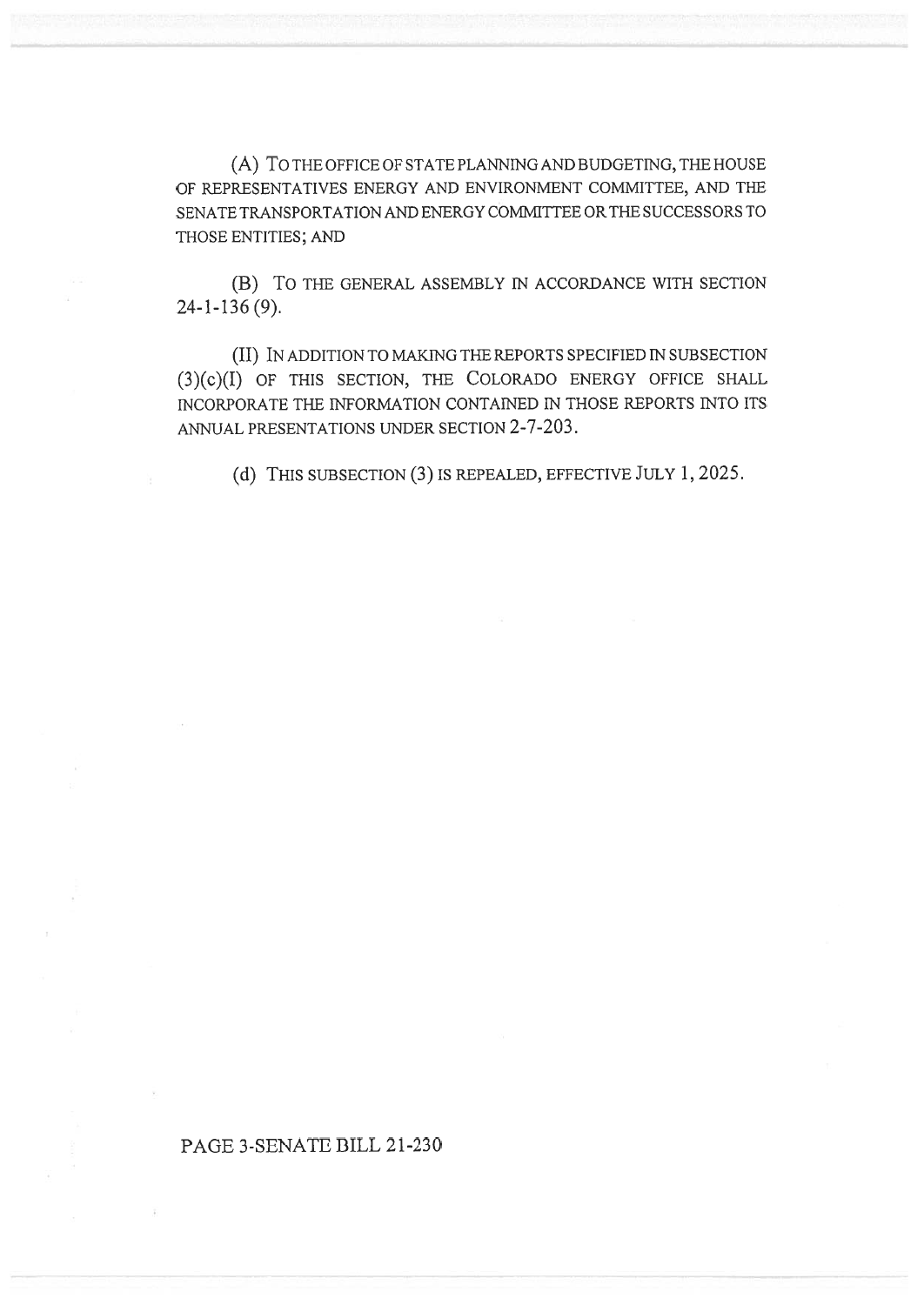(A) TO THE OFFICE OF STATE PLANNING AND BUDGETING, THE HOUSE OF REPRESENTATIVES ENERGY AND ENVIRONMENT COMMITTEE, AND THE SENATE TRANSPORTATION AND ENERGY COMMITTEE OR THE SUCCESSORS TO THOSE ENTITIES; AND

(B) TO THE GENERAL ASSEMBLY IN ACCORDANCE WITH SECTION 24-1-136 (9).

(II) IN ADDITION TO MAKING THE REPORTS SPECIFIED IN SUBSECTION (3)(c)(I) OF THIS SECTION, THE COLORADO ENERGY OFFICE SHALL INCORPORATE THE INFORMATION CONTAINED IN THOSE REPORTS INTO ITS ANNUAL PRESENTATIONS UNDER SECTION 2-7-203.

(d) THIS SUBSECTION (3) IS REPEALED, EFFECTIVE JULY 1, 2025.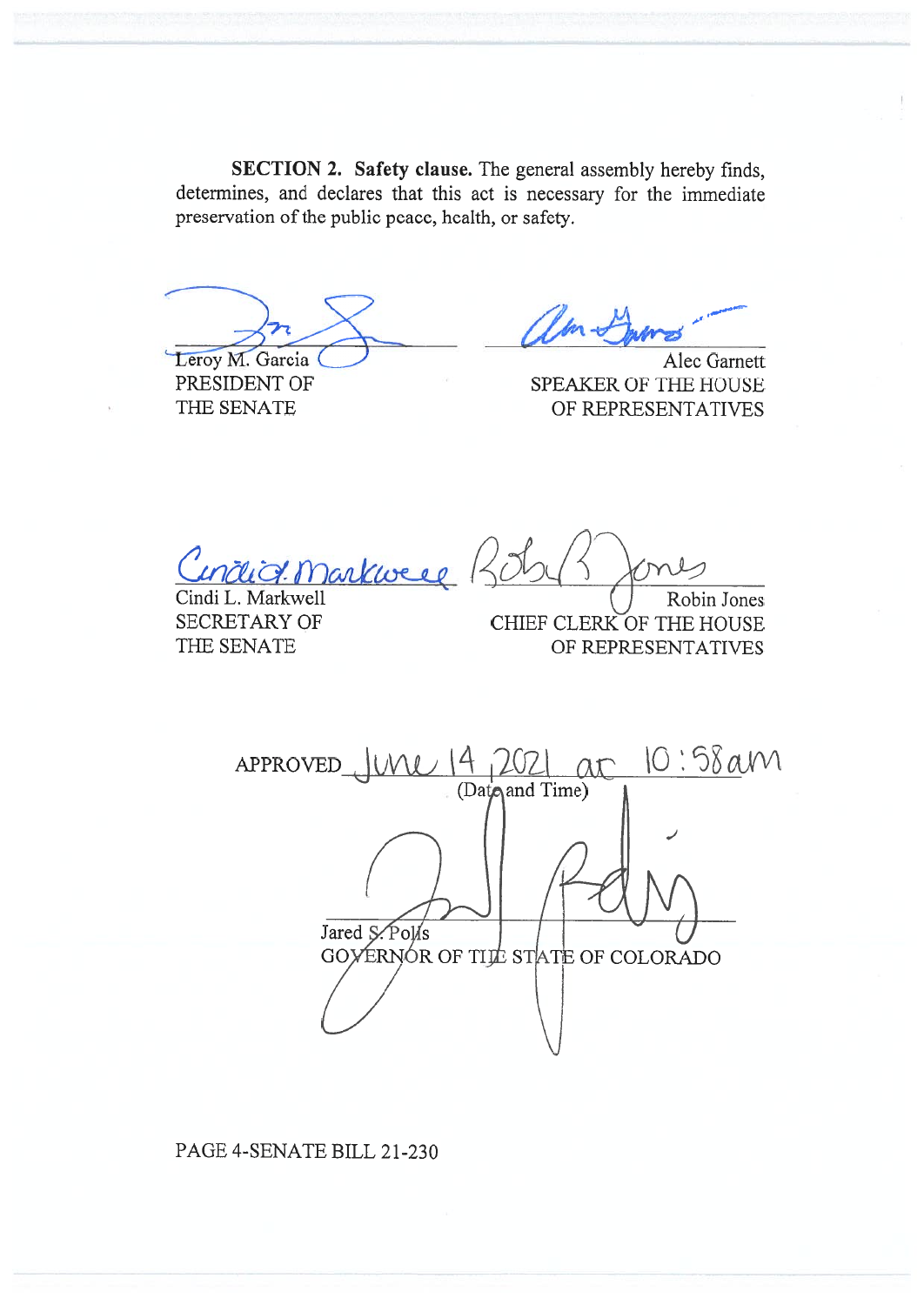**SECTION 2. Safety clause.** The general assembly hereby finds, determines, and declares that this act is necessary for the immediate preservation of the public peace, health, or safety.

Leroy M. Garcia
PRESIDENT OF
THE SENATE

Alec Garnett
SPEAKER OF THE HOUSE
OF REPRESENTATIVES

Cindi L. Markwell
SECRETARY OF
THE SENATE

Robin Jones
CHIEF CLERK OF THE HOUSE
OF REPRESENTATIVES

APPROVED June 14 2021 at 10:58am
(Date and Time)

Jared S. Polis
GOVERNOR OF THE STATE OF COLORADO

PAGE 4-SENATE BILL 21-230